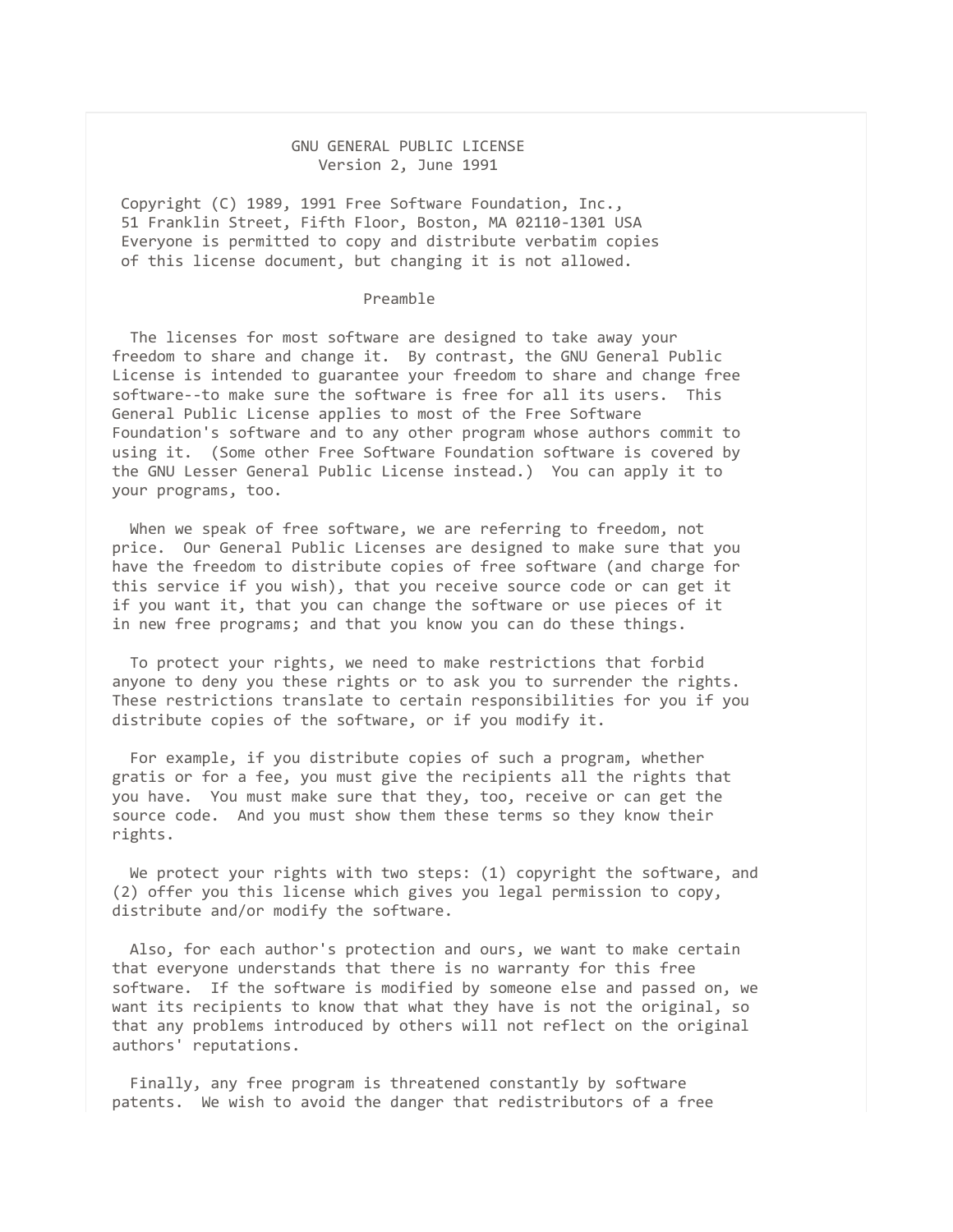# GNU GENERAL PUBLIC LICENSE

Version 2, June 1991

Copyright (C) 1989, 1991 Free Software Foundation, Inc.,
51 Franklin Street, Fifth Floor, Boston, MA 02110-1301 USA
Everyone is permitted to copy and distribute verbatim copies
of this license document, but changing it is not allowed.

## Preamble

The licenses for most software are designed to take away your freedom to share and change it. By contrast, the GNU General Public License is intended to guarantee your freedom to share and change free software--to make sure the software is free for all its users. This General Public License applies to most of the Free Software Foundation's software and to any other program whose authors commit to using it. (Some other Free Software Foundation software is covered by the GNU Lesser General Public License instead.) You can apply it to your programs, too.

When we speak of free software, we are referring to freedom, not price. Our General Public Licenses are designed to make sure that you have the freedom to distribute copies of free software (and charge for this service if you wish), that you receive source code or can get it if you want it, that you can change the software or use pieces of it in new free programs; and that you know you can do these things.

To protect your rights, we need to make restrictions that forbid anyone to deny you these rights or to ask you to surrender the rights. These restrictions translate to certain responsibilities for you if you distribute copies of the software, or if you modify it.

For example, if you distribute copies of such a program, whether gratis or for a fee, you must give the recipients all the rights that you have. You must make sure that they, too, receive or can get the source code. And you must show them these terms so they know their rights.

We protect your rights with two steps: (1) copyright the software, and (2) offer you this license which gives you legal permission to copy, distribute and/or modify the software.

Also, for each author's protection and ours, we want to make certain that everyone understands that there is no warranty for this free software. If the software is modified by someone else and passed on, we want its recipients to know that what they have is not the original, so that any problems introduced by others will not reflect on the original authors' reputations.

Finally, any free program is threatened constantly by software patents. We wish to avoid the danger that redistributors of a free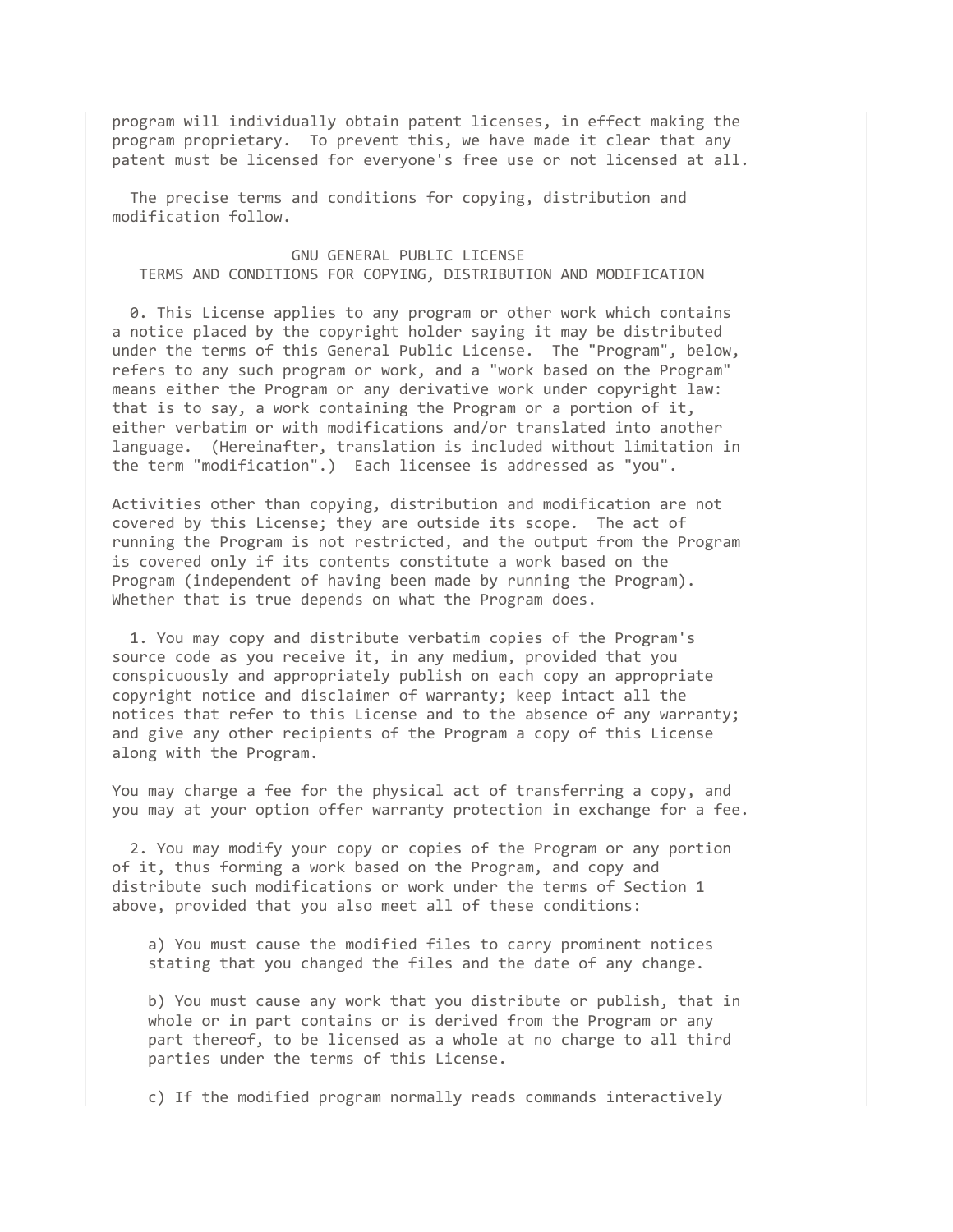program will individually obtain patent licenses, in effect making the program proprietary. To prevent this, we have made it clear that any patent must be licensed for everyone's free use or not licensed at all.

The precise terms and conditions for copying, distribution and modification follow.

## GNU GENERAL PUBLIC LICENSE
## TERMS AND CONDITIONS FOR COPYING, DISTRIBUTION AND MODIFICATION

0. This License applies to any program or other work which contains a notice placed by the copyright holder saying it may be distributed under the terms of this General Public License. The "Program", below, refers to any such program or work, and a "work based on the Program" means either the Program or any derivative work under copyright law: that is to say, a work containing the Program or a portion of it, either verbatim or with modifications and/or translated into another language. (Hereinafter, translation is included without limitation in the term "modification".) Each licensee is addressed as "you".

Activities other than copying, distribution and modification are not covered by this License; they are outside its scope. The act of running the Program is not restricted, and the output from the Program is covered only if its contents constitute a work based on the Program (independent of having been made by running the Program). Whether that is true depends on what the Program does.

1. You may copy and distribute verbatim copies of the Program's source code as you receive it, in any medium, provided that you conspicuously and appropriately publish on each copy an appropriate copyright notice and disclaimer of warranty; keep intact all the notices that refer to this License and to the absence of any warranty; and give any other recipients of the Program a copy of this License along with the Program.

You may charge a fee for the physical act of transferring a copy, and you may at your option offer warranty protection in exchange for a fee.

2. You may modify your copy or copies of the Program or any portion of it, thus forming a work based on the Program, and copy and distribute such modifications or work under the terms of Section 1 above, provided that you also meet all of these conditions:

a) You must cause the modified files to carry prominent notices stating that you changed the files and the date of any change.

b) You must cause any work that you distribute or publish, that in whole or in part contains or is derived from the Program or any part thereof, to be licensed as a whole at no charge to all third parties under the terms of this License.

c) If the modified program normally reads commands interactively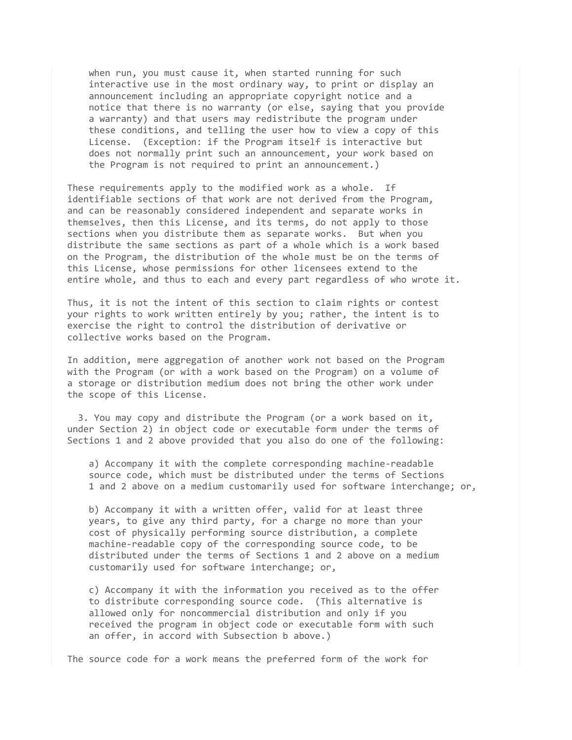when run, you must cause it, when started running for such interactive use in the most ordinary way, to print or display an announcement including an appropriate copyright notice and a notice that there is no warranty (or else, saying that you provide a warranty) and that users may redistribute the program under these conditions, and telling the user how to view a copy of this License. (Exception: if the Program itself is interactive but does not normally print such an announcement, your work based on the Program is not required to print an announcement.)

These requirements apply to the modified work as a whole. If identifiable sections of that work are not derived from the Program, and can be reasonably considered independent and separate works in themselves, then this License, and its terms, do not apply to those sections when you distribute them as separate works. But when you distribute the same sections as part of a whole which is a work based on the Program, the distribution of the whole must be on the terms of this License, whose permissions for other licensees extend to the entire whole, and thus to each and every part regardless of who wrote it.

Thus, it is not the intent of this section to claim rights or contest your rights to work written entirely by you; rather, the intent is to exercise the right to control the distribution of derivative or collective works based on the Program.

In addition, mere aggregation of another work not based on the Program with the Program (or with a work based on the Program) on a volume of a storage or distribution medium does not bring the other work under the scope of this License.

3. You may copy and distribute the Program (or a work based on it, under Section 2) in object code or executable form under the terms of Sections 1 and 2 above provided that you also do one of the following:

a) Accompany it with the complete corresponding machine-readable source code, which must be distributed under the terms of Sections 1 and 2 above on a medium customarily used for software interchange; or,

b) Accompany it with a written offer, valid for at least three years, to give any third party, for a charge no more than your cost of physically performing source distribution, a complete machine-readable copy of the corresponding source code, to be distributed under the terms of Sections 1 and 2 above on a medium customarily used for software interchange; or,

c) Accompany it with the information you received as to the offer to distribute corresponding source code. (This alternative is allowed only for noncommercial distribution and only if you received the program in object code or executable form with such an offer, in accord with Subsection b above.)

The source code for a work means the preferred form of the work for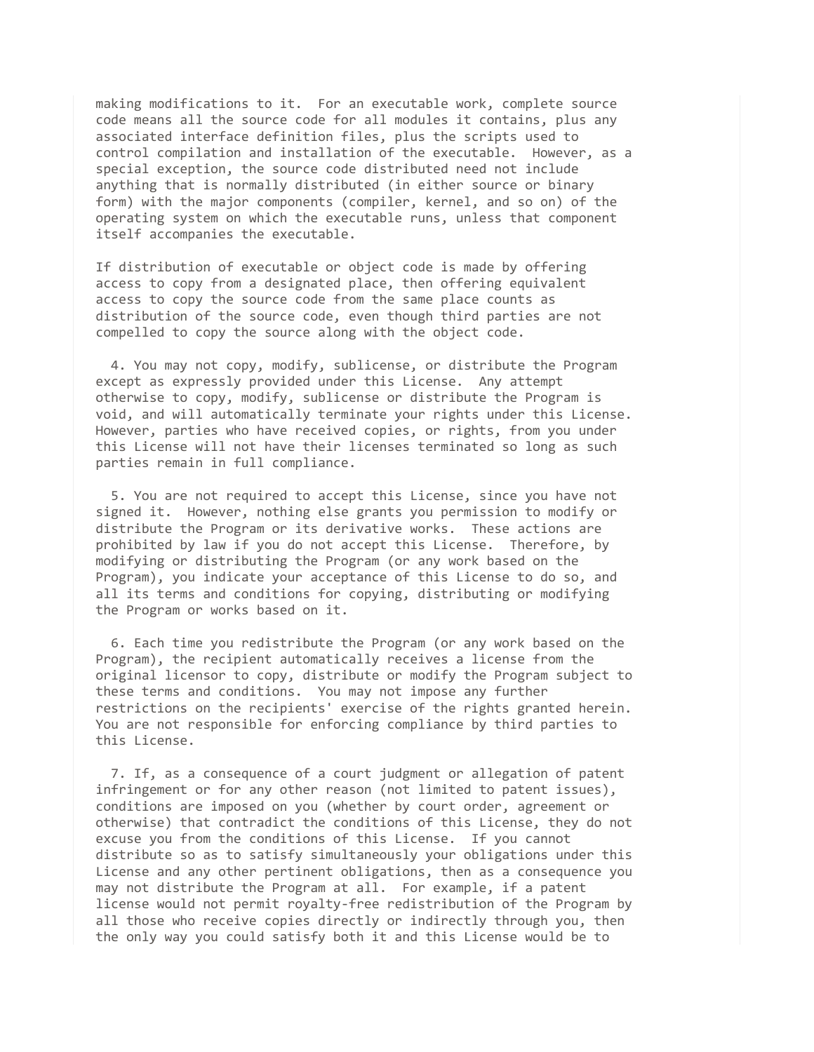making modifications to it. For an executable work, complete source code means all the source code for all modules it contains, plus any associated interface definition files, plus the scripts used to control compilation and installation of the executable. However, as a special exception, the source code distributed need not include anything that is normally distributed (in either source or binary form) with the major components (compiler, kernel, and so on) of the operating system on which the executable runs, unless that component itself accompanies the executable.

If distribution of executable or object code is made by offering access to copy from a designated place, then offering equivalent access to copy the source code from the same place counts as distribution of the source code, even though third parties are not compelled to copy the source along with the object code.

4. You may not copy, modify, sublicense, or distribute the Program except as expressly provided under this License. Any attempt otherwise to copy, modify, sublicense or distribute the Program is void, and will automatically terminate your rights under this License. However, parties who have received copies, or rights, from you under this License will not have their licenses terminated so long as such parties remain in full compliance.

5. You are not required to accept this License, since you have not signed it. However, nothing else grants you permission to modify or distribute the Program or its derivative works. These actions are prohibited by law if you do not accept this License. Therefore, by modifying or distributing the Program (or any work based on the Program), you indicate your acceptance of this License to do so, and all its terms and conditions for copying, distributing or modifying the Program or works based on it.

6. Each time you redistribute the Program (or any work based on the Program), the recipient automatically receives a license from the original licensor to copy, distribute or modify the Program subject to these terms and conditions. You may not impose any further restrictions on the recipients' exercise of the rights granted herein. You are not responsible for enforcing compliance by third parties to this License.

7. If, as a consequence of a court judgment or allegation of patent infringement or for any other reason (not limited to patent issues), conditions are imposed on you (whether by court order, agreement or otherwise) that contradict the conditions of this License, they do not excuse you from the conditions of this License. If you cannot distribute so as to satisfy simultaneously your obligations under this License and any other pertinent obligations, then as a consequence you may not distribute the Program at all. For example, if a patent license would not permit royalty-free redistribution of the Program by all those who receive copies directly or indirectly through you, then the only way you could satisfy both it and this License would be to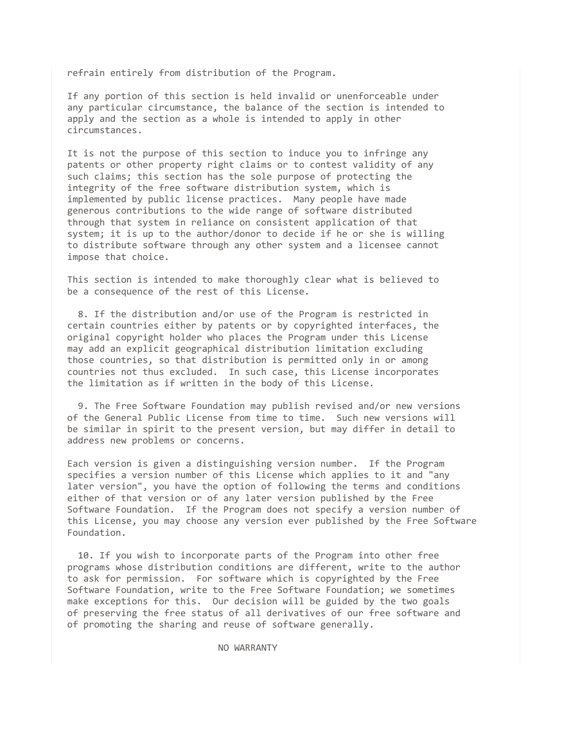refrain entirely from distribution of the Program.

If any portion of this section is held invalid or unenforceable under any particular circumstance, the balance of the section is intended to apply and the section as a whole is intended to apply in other circumstances.

It is not the purpose of this section to induce you to infringe any patents or other property right claims or to contest validity of any such claims; this section has the sole purpose of protecting the integrity of the free software distribution system, which is implemented by public license practices.  Many people have made generous contributions to the wide range of software distributed through that system in reliance on consistent application of that system; it is up to the author/donor to decide if he or she is willing to distribute software through any other system and a licensee cannot impose that choice.

This section is intended to make thoroughly clear what is believed to be a consequence of the rest of this License.

8. If the distribution and/or use of the Program is restricted in certain countries either by patents or by copyrighted interfaces, the original copyright holder who places the Program under this License may add an explicit geographical distribution limitation excluding those countries, so that distribution is permitted only in or among countries not thus excluded.  In such case, this License incorporates the limitation as if written in the body of this License.

9. The Free Software Foundation may publish revised and/or new versions of the General Public License from time to time.  Such new versions will be similar in spirit to the present version, but may differ in detail to address new problems or concerns.

Each version is given a distinguishing version number.  If the Program specifies a version number of this License which applies to it and "any later version", you have the option of following the terms and conditions either of that version or of any later version published by the Free Software Foundation.  If the Program does not specify a version number of this License, you may choose any version ever published by the Free Software Foundation.

10. If you wish to incorporate parts of the Program into other free programs whose distribution conditions are different, write to the author to ask for permission.  For software which is copyrighted by the Free Software Foundation, write to the Free Software Foundation; we sometimes make exceptions for this.  Our decision will be guided by the two goals of preserving the free status of all derivatives of our free software and of promoting the sharing and reuse of software generally.

NO WARRANTY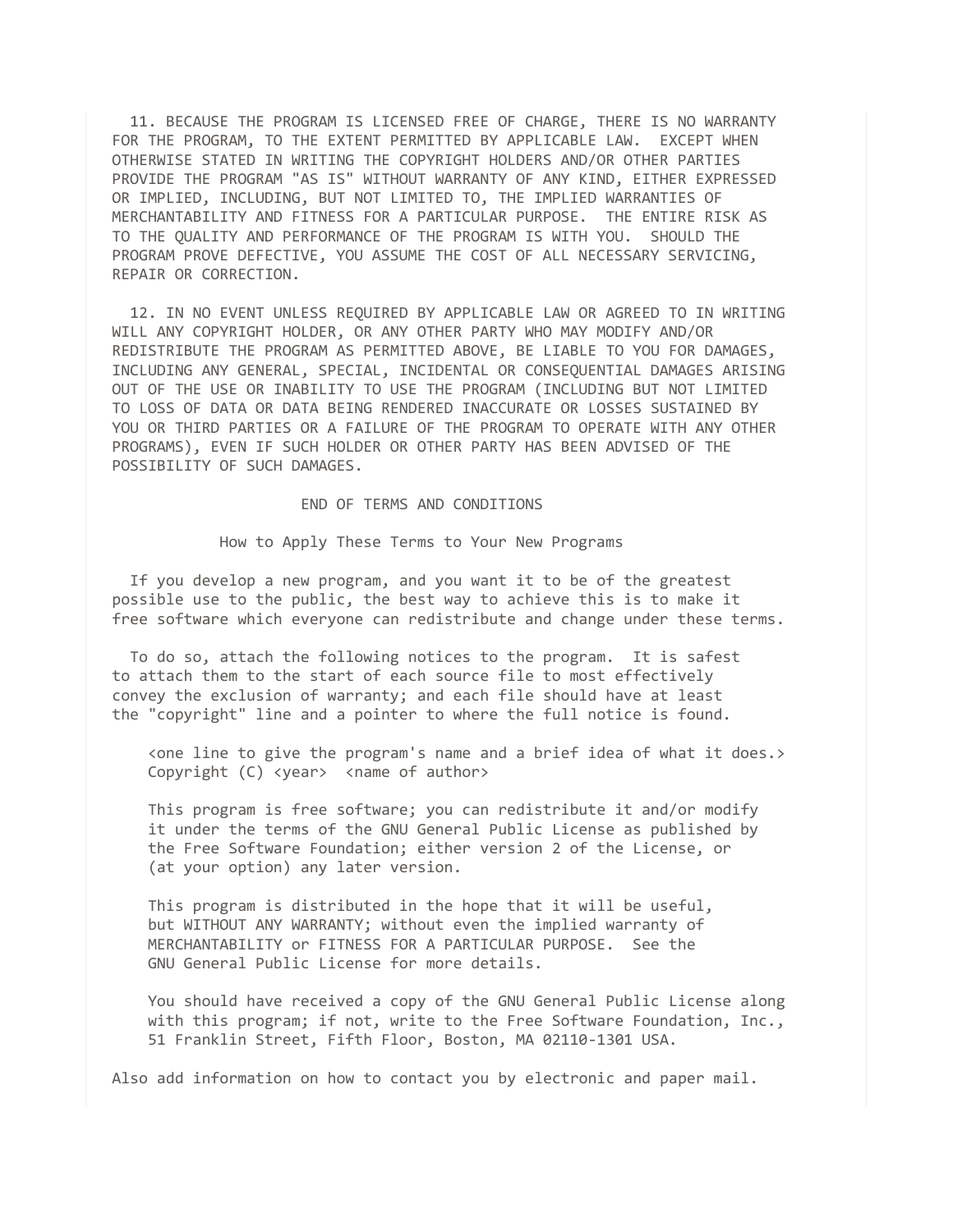11. BECAUSE THE PROGRAM IS LICENSED FREE OF CHARGE, THERE IS NO WARRANTY FOR THE PROGRAM, TO THE EXTENT PERMITTED BY APPLICABLE LAW. EXCEPT WHEN OTHERWISE STATED IN WRITING THE COPYRIGHT HOLDERS AND/OR OTHER PARTIES PROVIDE THE PROGRAM "AS IS" WITHOUT WARRANTY OF ANY KIND, EITHER EXPRESSED OR IMPLIED, INCLUDING, BUT NOT LIMITED TO, THE IMPLIED WARRANTIES OF MERCHANTABILITY AND FITNESS FOR A PARTICULAR PURPOSE. THE ENTIRE RISK AS TO THE QUALITY AND PERFORMANCE OF THE PROGRAM IS WITH YOU. SHOULD THE PROGRAM PROVE DEFECTIVE, YOU ASSUME THE COST OF ALL NECESSARY SERVICING, REPAIR OR CORRECTION.

12. IN NO EVENT UNLESS REQUIRED BY APPLICABLE LAW OR AGREED TO IN WRITING WILL ANY COPYRIGHT HOLDER, OR ANY OTHER PARTY WHO MAY MODIFY AND/OR REDISTRIBUTE THE PROGRAM AS PERMITTED ABOVE, BE LIABLE TO YOU FOR DAMAGES, INCLUDING ANY GENERAL, SPECIAL, INCIDENTAL OR CONSEQUENTIAL DAMAGES ARISING OUT OF THE USE OR INABILITY TO USE THE PROGRAM (INCLUDING BUT NOT LIMITED TO LOSS OF DATA OR DATA BEING RENDERED INACCURATE OR LOSSES SUSTAINED BY YOU OR THIRD PARTIES OR A FAILURE OF THE PROGRAM TO OPERATE WITH ANY OTHER PROGRAMS), EVEN IF SUCH HOLDER OR OTHER PARTY HAS BEEN ADVISED OF THE POSSIBILITY OF SUCH DAMAGES.

END OF TERMS AND CONDITIONS

## How to Apply These Terms to Your New Programs

If you develop a new program, and you want it to be of the greatest possible use to the public, the best way to achieve this is to make it free software which everyone can redistribute and change under these terms.

To do so, attach the following notices to the program. It is safest to attach them to the start of each source file to most effectively convey the exclusion of warranty; and each file should have at least the "copyright" line and a pointer to where the full notice is found.

```
<one line to give the program's name and a brief idea of what it does.>
Copyright (C) <year>  <name of author>

This program is free software; you can redistribute it and/or modify
it under the terms of the GNU General Public License as published by
the Free Software Foundation; either version 2 of the License, or
(at your option) any later version.

This program is distributed in the hope that it will be useful,
but WITHOUT ANY WARRANTY; without even the implied warranty of
MERCHANTABILITY or FITNESS FOR A PARTICULAR PURPOSE.  See the
GNU General Public License for more details.

You should have received a copy of the GNU General Public License along
with this program; if not, write to the Free Software Foundation, Inc.,
51 Franklin Street, Fifth Floor, Boston, MA 02110-1301 USA.
```

Also add information on how to contact you by electronic and paper mail.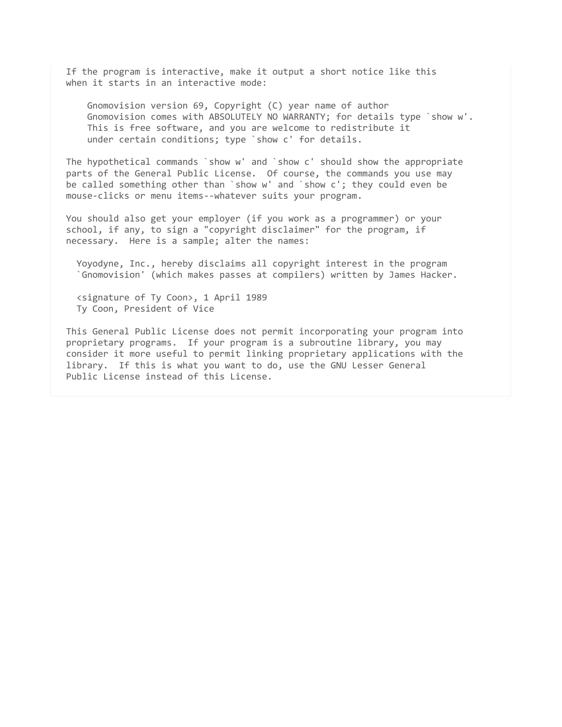```
If the program is interactive, make it output a short notice like this
when it starts in an interactive mode:

    Gnomovision version 69, Copyright (C) year name of author
    Gnomovision comes with ABSOLUTELY NO WARRANTY; for details type `show w'.
    This is free software, and you are welcome to redistribute it
    under certain conditions; type `show c' for details.

The hypothetical commands `show w' and `show c' should show the appropriate
parts of the General Public License.  Of course, the commands you use may
be called something other than `show w' and `show c'; they could even be
mouse-clicks or menu items--whatever suits your program.

You should also get your employer (if you work as a programmer) or your
school, if any, to sign a "copyright disclaimer" for the program, if
necessary.  Here is a sample; alter the names:

  Yoyodyne, Inc., hereby disclaims all copyright interest in the program
  `Gnomovision' (which makes passes at compilers) written by James Hacker.

  <signature of Ty Coon>, 1 April 1989
  Ty Coon, President of Vice

This General Public License does not permit incorporating your program into
proprietary programs.  If your program is a subroutine library, you may
consider it more useful to permit linking proprietary applications with the
library.  If this is what you want to do, use the GNU Lesser General
Public License instead of this License.
```